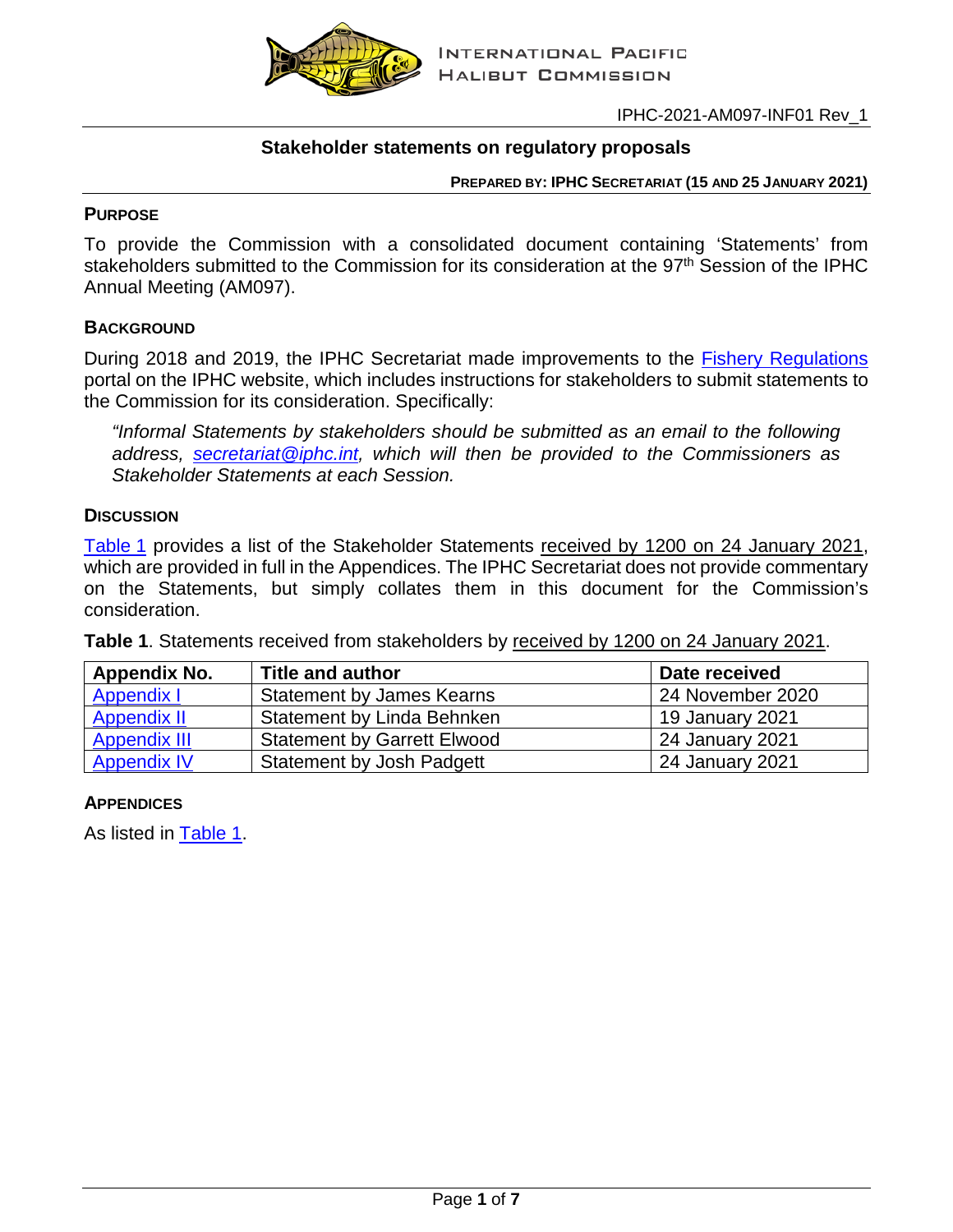INTERNATIONAL PACIFIC HALIBUT COMMISSION

IPHC-2021-AM097-INF01 Rev_1

# Stakeholder statements on regulatory proposals

**PREPARED BY: IPHC SECRETARIAT (15 AND 25 JANUARY 2021)**

## PURPOSE

To provide the Commission with a consolidated document containing 'Statements' from stakeholders submitted to the Commission for its consideration at the 97th Session of the IPHC Annual Meeting (AM097).

## BACKGROUND

During 2018 and 2019, the IPHC Secretariat made improvements to the Fishery Regulations portal on the IPHC website, which includes instructions for stakeholders to submit statements to the Commission for its consideration. Specifically:

> *"Informal Statements by stakeholders should be submitted as an email to the following address, secretariat@iphc.int, which will then be provided to the Commissioners as Stakeholder Statements at each Session.*

## DISCUSSION

Table 1 provides a list of the Stakeholder Statements received by 1200 on 24 January 2021, which are provided in full in the Appendices. The IPHC Secretariat does not provide commentary on the Statements, but simply collates them in this document for the Commission's consideration.

**Table 1**. Statements received from stakeholders by received by 1200 on 24 January 2021.

| Appendix No. | Title and author | Date received |
|---|---|---|
| Appendix I | Statement by James Kearns | 24 November 2020 |
| Appendix II | Statement by Linda Behnken | 19 January 2021 |
| Appendix III | Statement by Garrett Elwood | 24 January 2021 |
| Appendix IV | Statement by Josh Padgett | 24 January 2021 |

## APPENDICES

As listed in Table 1.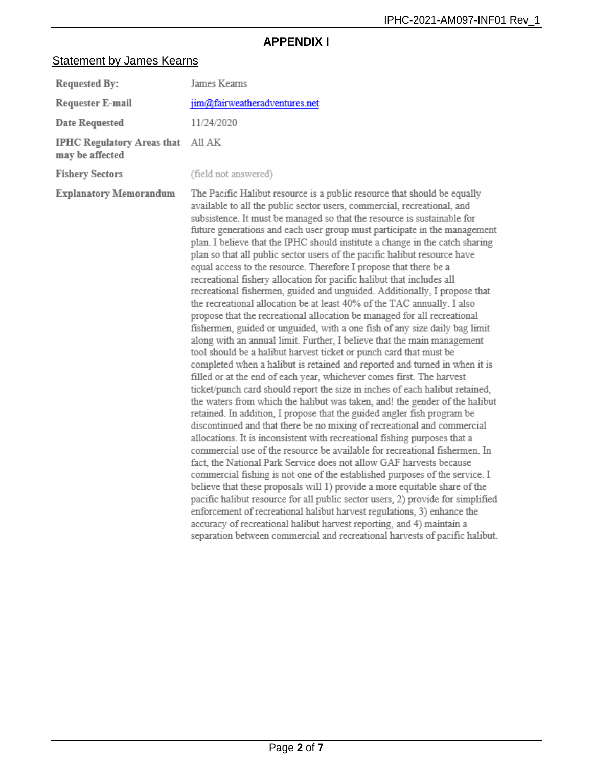## APPENDIX I

### Statement by James Kearns

| | |
|---|---|
| **Requested By:** | James Kearns |
| **Requester E-mail** | jim@fairweatheradventures.net |
| **Date Requested** | 11/24/2020 |
| **IPHC Regulatory Areas that may be affected** | All AK |
| **Fishery Sectors** | (field not answered) |
| **Explanatory Memorandum** | The Pacific Halibut resource is a public resource that should be equally available to all the public sector users, commercial, recreational, and subsistence. It must be managed so that the resource is sustainable for future generations and each user group must participate in the management plan. I believe that the IPHC should institute a change in the catch sharing plan so that all public sector users of the pacific halibut resource have equal access to the resource. Therefore I propose that there be a recreational fishery allocation for pacific halibut that includes all recreational fishermen, guided and unguided. Additionally, I propose that the recreational allocation be at least 40% of the TAC annually. I also propose that the recreational allocation be managed for all recreational fishermen, guided or unguided, with a one fish of any size daily bag limit along with an annual limit. Further, I believe that the main management tool should be a halibut harvest ticket or punch card that must be completed when a halibut is retained and reported and turned in when it is filled or at the end of each year, whichever comes first. The harvest ticket/punch card should report the size in inches of each halibut retained, the waters from which the halibut was taken, and! the gender of the halibut retained. In addition, I propose that the guided angler fish program be discontinued and that there be no mixing of recreational and commercial allocations. It is inconsistent with recreational fishing purposes that a commercial use of the resource be available for recreational fishermen. In fact, the National Park Service does not allow GAF harvests because commercial fishing is not one of the established purposes of the service. I believe that these proposals will 1) provide a more equitable share of the pacific halibut resource for all public sector users, 2) provide for simplified enforcement of recreational halibut harvest regulations, 3) enhance the accuracy of recreational halibut harvest reporting, and 4) maintain a separation between commercial and recreational harvests of pacific halibut. |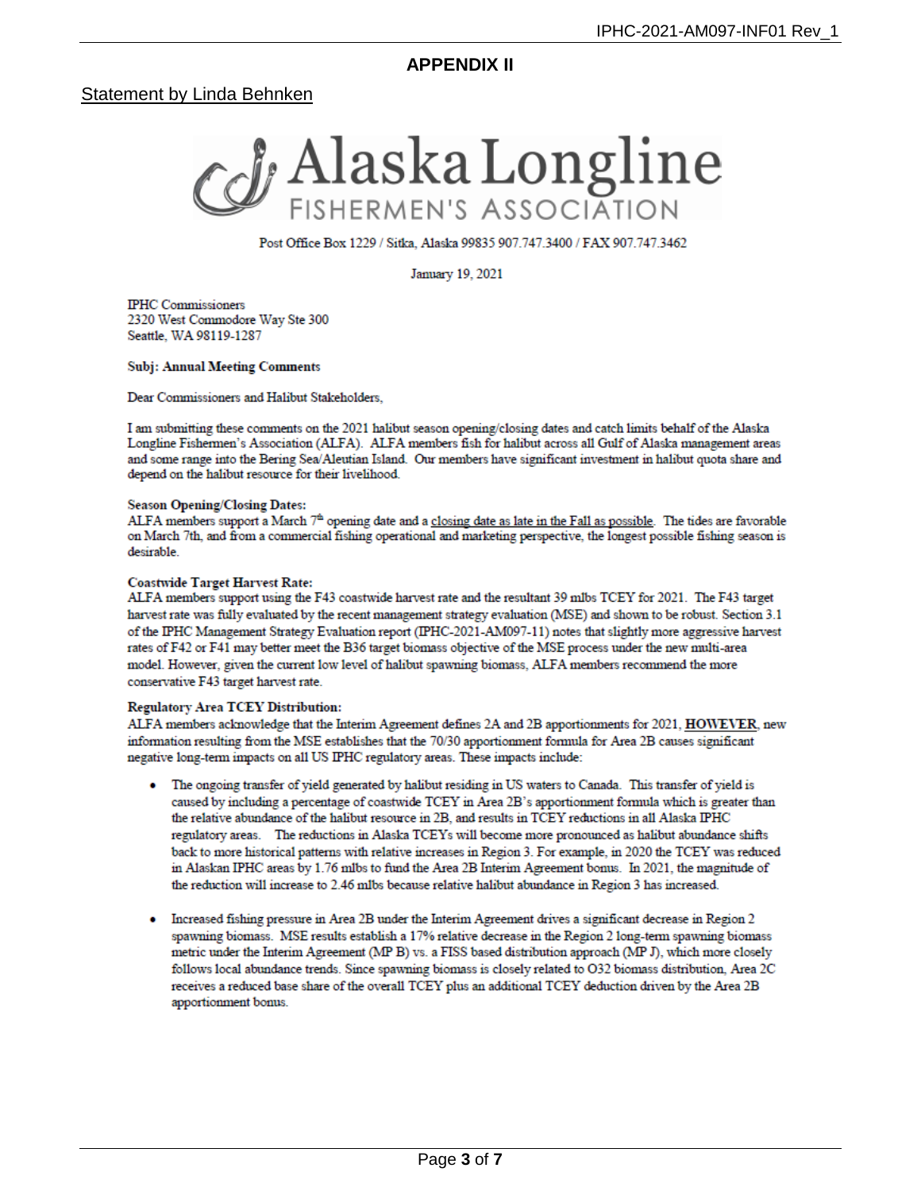## APPENDIX II

Statement by Linda Behnken

# Alaska Longline FISHERMEN'S ASSOCIATION

Post Office Box 1229 / Sitka, Alaska 99835 907.747.3400 / FAX 907.747.3462

January 19, 2021

IPHC Commissioners
2320 West Commodore Way Ste 300
Seattle, WA 98119-1287

**Subj: Annual Meeting Comments**

Dear Commissioners and Halibut Stakeholders,

I am submitting these comments on the 2021 halibut season opening/closing dates and catch limits behalf of the Alaska Longline Fishermen's Association (ALFA). ALFA members fish for halibut across all Gulf of Alaska management areas and some range into the Bering Sea/Aleutian Island. Our members have significant investment in halibut quota share and depend on the halibut resource for their livelihood.

**Season Opening/Closing Dates:**
ALFA members support a March 7th opening date and a closing date as late in the Fall as possible. The tides are favorable on March 7th, and from a commercial fishing operational and marketing perspective, the longest possible fishing season is desirable.

**Coastwide Target Harvest Rate:**
ALFA members support using the F43 coastwide harvest rate and the resultant 39 mlbs TCEY for 2021. The F43 target harvest rate was fully evaluated by the recent management strategy evaluation (MSE) and shown to be robust. Section 3.1 of the IPHC Management Strategy Evaluation report (IPHC-2021-AM097-11) notes that slightly more aggressive harvest rates of F42 or F41 may better meet the B36 target biomass objective of the MSE process under the new multi-area model. However, given the current low level of halibut spawning biomass, ALFA members recommend the more conservative F43 target harvest rate.

**Regulatory Area TCEY Distribution:**
ALFA members acknowledge that the Interim Agreement defines 2A and 2B apportionments for 2021, **HOWEVER**, new information resulting from the MSE establishes that the 70/30 apportionment formula for Area 2B causes significant negative long-term impacts on all US IPHC regulatory areas. These impacts include:

- The ongoing transfer of yield generated by halibut residing in US waters to Canada. This transfer of yield is caused by including a percentage of coastwide TCEY in Area 2B's apportionment formula which is greater than the relative abundance of the halibut resource in 2B, and results in TCEY reductions in all Alaska IPHC regulatory areas. The reductions in Alaska TCEYs will become more pronounced as halibut abundance shifts back to more historical patterns with relative increases in Region 3. For example, in 2020 the TCEY was reduced in Alaskan IPHC areas by 1.76 mlbs to fund the Area 2B Interim Agreement bonus. In 2021, the magnitude of the reduction will increase to 2.46 mlbs because relative halibut abundance in Region 3 has increased.

- Increased fishing pressure in Area 2B under the Interim Agreement drives a significant decrease in Region 2 spawning biomass. MSE results establish a 17% relative decrease in the Region 2 long-term spawning biomass metric under the Interim Agreement (MP B) vs. a FISS based distribution approach (MP J), which more closely follows local abundance trends. Since spawning biomass is closely related to O32 biomass distribution, Area 2C receives a reduced base share of the overall TCEY plus an additional TCEY deduction driven by the Area 2B apportionment bonus.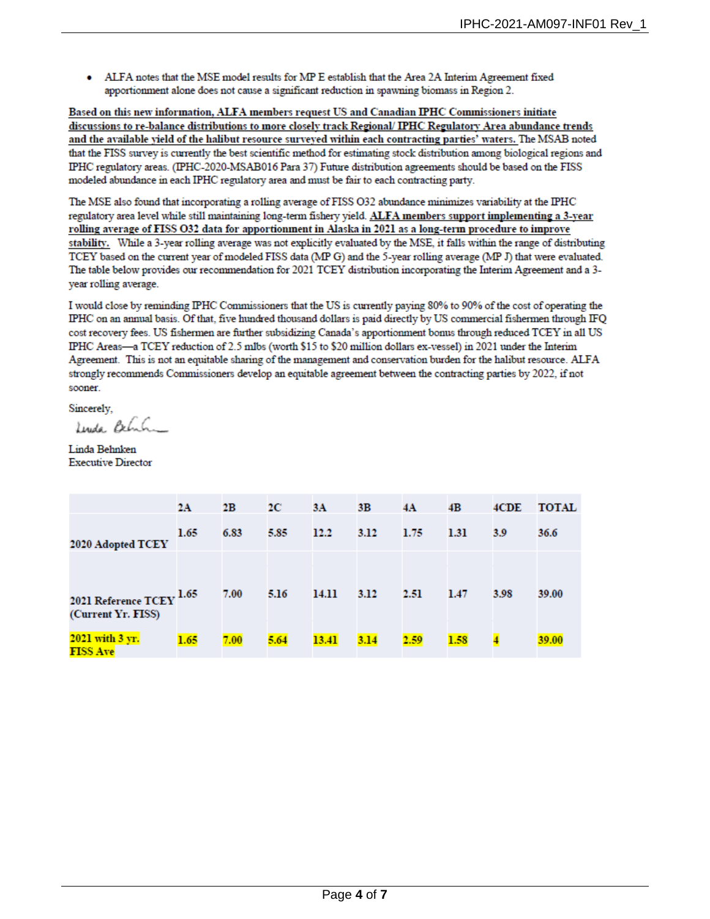- ALFA notes that the MSE model results for MP E establish that the Area 2A Interim Agreement fixed apportionment alone does not cause a significant reduction in spawning biomass in Region 2.

Based on this new information, ALFA members request US and Canadian IPHC Commissioners initiate discussions to re-balance distributions to more closely track Regional/ IPHC Regulatory Area abundance trends and the available yield of the halibut resource surveyed within each contracting parties' waters. The MSAB noted that the FISS survey is currently the best scientific method for estimating stock distribution among biological regions and IPHC regulatory areas. (IPHC-2020-MSAB016 Para 37) Future distribution agreements should be based on the FISS modeled abundance in each IPHC regulatory area and must be fair to each contracting party.

The MSE also found that incorporating a rolling average of FISS O32 abundance minimizes variability at the IPHC regulatory area level while still maintaining long-term fishery yield. ALFA members support implementing a 3-year rolling average of FISS O32 data for apportionment in Alaska in 2021 as a long-term procedure to improve stability. While a 3-year rolling average was not explicitly evaluated by the MSE, it falls within the range of distributing TCEY based on the current year of modeled FISS data (MP G) and the 5-year rolling average (MP J) that were evaluated. The table below provides our recommendation for 2021 TCEY distribution incorporating the Interim Agreement and a 3-year rolling average.

I would close by reminding IPHC Commissioners that the US is currently paying 80% to 90% of the cost of operating the IPHC on an annual basis. Of that, five hundred thousand dollars is paid directly by US commercial fishermen through IFQ cost recovery fees. US fishermen are further subsidizing Canada's apportionment bonus through reduced TCEY in all US IPHC Areas—a TCEY reduction of 2.5 mlbs (worth $15 to $20 million dollars ex-vessel) in 2021 under the Interim Agreement. This is not an equitable sharing of the management and conservation burden for the halibut resource. ALFA strongly recommends Commissioners develop an equitable agreement between the contracting parties by 2022, if not sooner.

Sincerely,

Linda Behnken
Executive Director

| | 2A | 2B | 2C | 3A | 3B | 4A | 4B | 4CDE | TOTAL |
|---|---|---|---|---|---|---|---|---|---|
| 2020 Adopted TCEY | 1.65 | 6.83 | 5.85 | 12.2 | 3.12 | 1.75 | 1.31 | 3.9 | 36.6 |
| 2021 Reference TCEY (Current Yr. FISS) | 1.65 | 7.00 | 5.16 | 14.11 | 3.12 | 2.51 | 1.47 | 3.98 | 39.00 |
| 2021 with 3 yr. FISS Ave | 1.65 | 7.00 | 5.64 | 13.41 | 3.14 | 2.59 | 1.58 | 4 | 39.00 |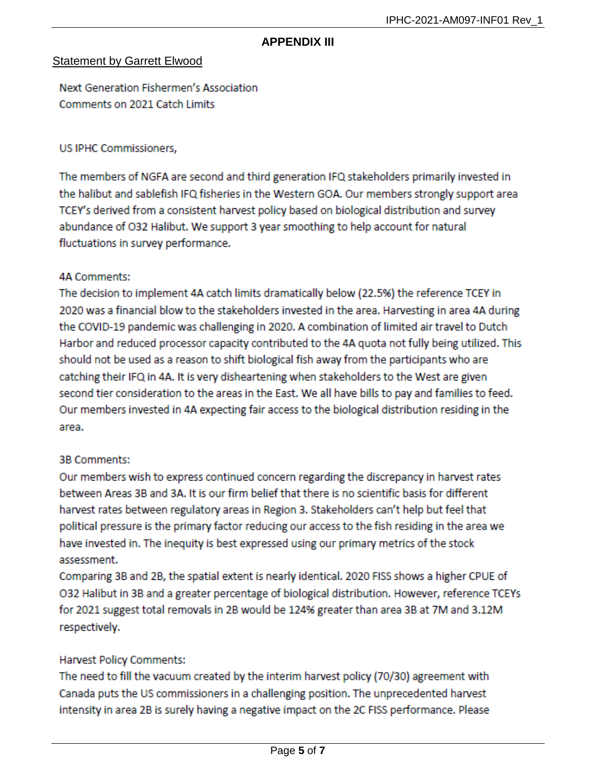## APPENDIX III

Statement by Garrett Elwood

Next Generation Fishermen's Association
Comments on 2021 Catch Limits

US IPHC Commissioners,

The members of NGFA are second and third generation IFQ stakeholders primarily invested in the halibut and sablefish IFQ fisheries in the Western GOA. Our members strongly support area TCEY's derived from a consistent harvest policy based on biological distribution and survey abundance of O32 Halibut. We support 3 year smoothing to help account for natural fluctuations in survey performance.

4A Comments:
The decision to implement 4A catch limits dramatically below (22.5%) the reference TCEY in 2020 was a financial blow to the stakeholders invested in the area. Harvesting in area 4A during the COVID-19 pandemic was challenging in 2020. A combination of limited air travel to Dutch Harbor and reduced processor capacity contributed to the 4A quota not fully being utilized. This should not be used as a reason to shift biological fish away from the participants who are catching their IFQ in 4A. It is very disheartening when stakeholders to the West are given second tier consideration to the areas in the East. We all have bills to pay and families to feed. Our members invested in 4A expecting fair access to the biological distribution residing in the area.

3B Comments:
Our members wish to express continued concern regarding the discrepancy in harvest rates between Areas 3B and 3A. It is our firm belief that there is no scientific basis for different harvest rates between regulatory areas in Region 3. Stakeholders can't help but feel that political pressure is the primary factor reducing our access to the fish residing in the area we have invested in. The inequity is best expressed using our primary metrics of the stock assessment.
Comparing 3B and 2B, the spatial extent is nearly identical. 2020 FISS shows a higher CPUE of O32 Halibut in 3B and a greater percentage of biological distribution. However, reference TCEYs for 2021 suggest total removals in 2B would be 124% greater than area 3B at 7M and 3.12M respectively.

Harvest Policy Comments:
The need to fill the vacuum created by the interim harvest policy (70/30) agreement with Canada puts the US commissioners in a challenging position. The unprecedented harvest intensity in area 2B is surely having a negative impact on the 2C FISS performance. Please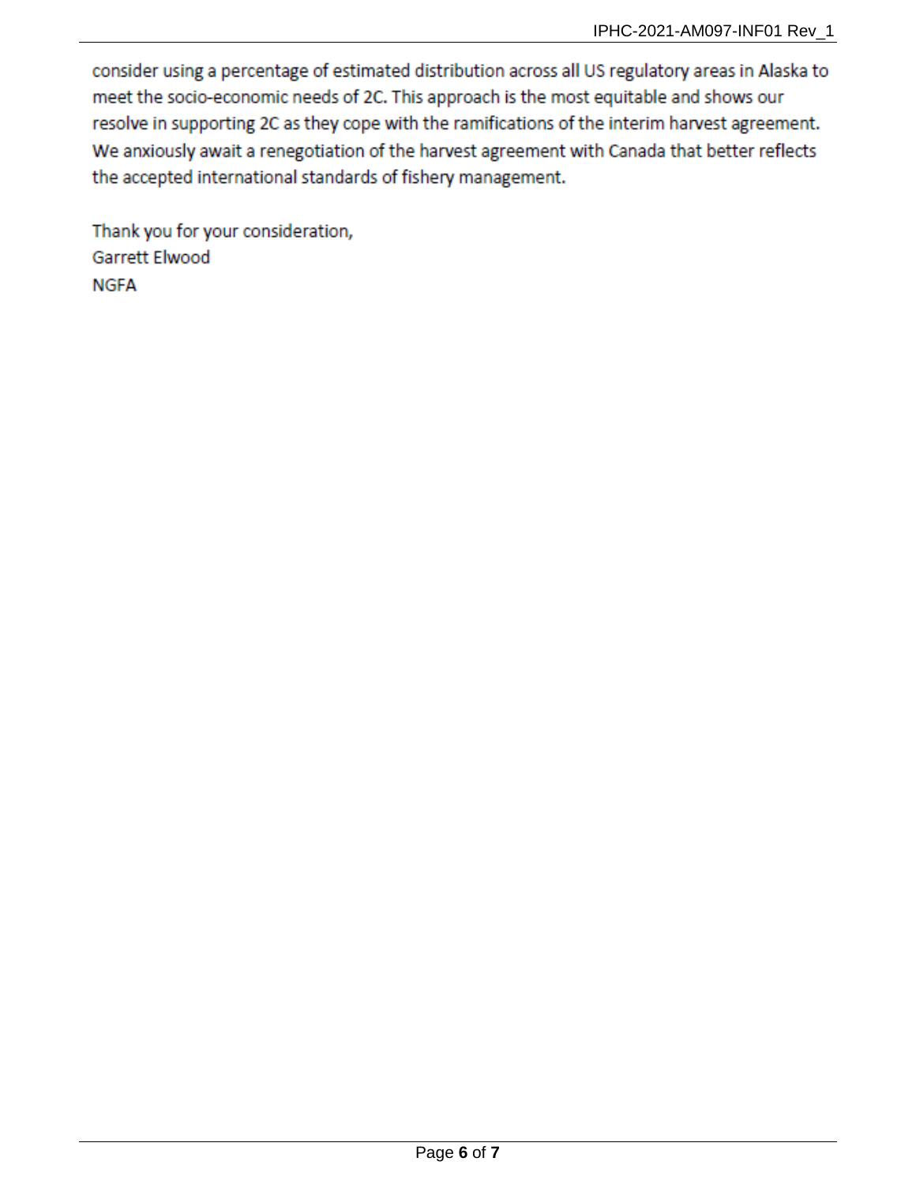consider using a percentage of estimated distribution across all US regulatory areas in Alaska to meet the socio-economic needs of 2C. This approach is the most equitable and shows our resolve in supporting 2C as they cope with the ramifications of the interim harvest agreement. We anxiously await a renegotiation of the harvest agreement with Canada that better reflects the accepted international standards of fishery management.

Thank you for your consideration,
Garrett Elwood
NGFA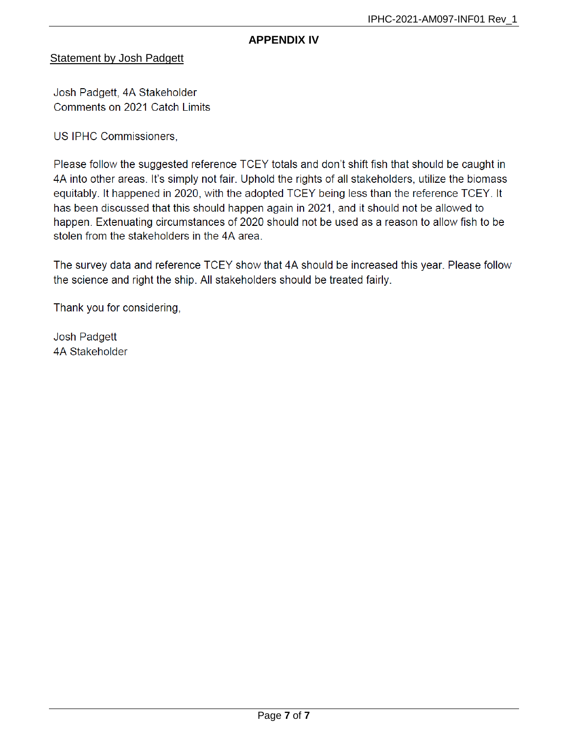## APPENDIX IV

Statement by Josh Padgett

Josh Padgett, 4A Stakeholder
Comments on 2021 Catch Limits

US IPHC Commissioners,

Please follow the suggested reference TCEY totals and don't shift fish that should be caught in 4A into other areas. It's simply not fair. Uphold the rights of all stakeholders, utilize the biomass equitably. It happened in 2020, with the adopted TCEY being less than the reference TCEY. It has been discussed that this should happen again in 2021, and it should not be allowed to happen. Extenuating circumstances of 2020 should not be used as a reason to allow fish to be stolen from the stakeholders in the 4A area.

The survey data and reference TCEY show that 4A should be increased this year. Please follow the science and right the ship. All stakeholders should be treated fairly.

Thank you for considering,

Josh Padgett
4A Stakeholder